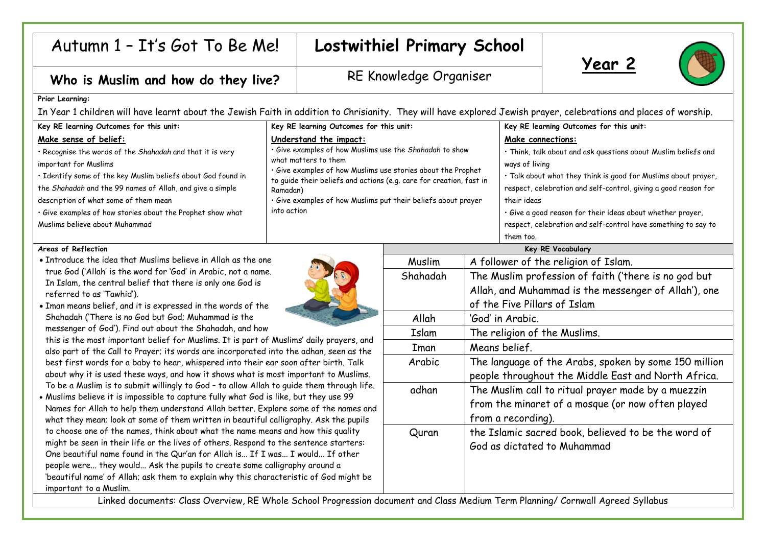# Autumn 1 – It's Got To Be Me!

## Lostwithiel Primary School

## Year 2

### Who is Muslim and how do they live?

RE Knowledge Organiser

**Prior Learning:**

In Year 1 children will have learnt about the Jewish Faith in addition to Christianity. They will have explored Jewish prayer, celebrations and places of worship.

**Key RE learning Outcomes for this unit:**

**Make sense of belief:**

- Recognise the words of the *Shahadah* and that it is very important for Muslims
- Identify some of the key Muslim beliefs about God found in the *Shahadah* and the 99 names of Allah, and give a simple description of what some of them mean
- Give examples of how stories about the Prophet show what Muslims believe about Muhammad

**Key RE learning Outcomes for this unit:**

**Understand the impact:**

- Give examples of how Muslims use the *Shahadah* to show what matters to them
- Give examples of how Muslims use stories about the Prophet to guide their beliefs and actions (e.g. care for creation, fast in Ramadan)
- Give examples of how Muslims put their beliefs about prayer into action

**Key RE learning Outcomes for this unit:**

**Make connections:**

- Think, talk about and ask questions about Muslim beliefs and ways of living
- Talk about what they think is good for Muslims about prayer, respect, celebration and self-control, giving a good reason for their ideas
- Give a good reason for their ideas about whether prayer, respect, celebration and self-control have something to say to them too.

**Areas of Reflection**

- Introduce the idea that Muslims believe in Allah as the one true God ('Allah' is the word for 'God' in Arabic, not a name. In Islam, the central belief that there is only one God is referred to as 'Tawhid').
- Iman means belief, and it is expressed in the words of the Shahadah ('There is no God but God; Muhammad is the messenger of God'). Find out about the Shahadah, and how this is the most important belief for Muslims. It is part of Muslims' daily prayers, and also part of the Call to Prayer; its words are incorporated into the adhan, seen as the best first words for a baby to hear, whispered into their ear soon after birth. Talk about why it is used these ways, and how it shows what is most important to Muslims. To be a Muslim is to submit willingly to God – to allow Allah to guide them through life.
- Muslims believe it is impossible to capture fully what God is like, but they use 99 Names for Allah to help them understand Allah better. Explore some of the names and what they mean; look at some of them written in beautiful calligraphy. Ask the pupils to choose one of the names, think about what the name means and how this quality might be seen in their life or the lives of others. Respond to the sentence starters: One beautiful name found in the Qur'an for Allah is… If I was… I would… If other people were… they would… Ask the pupils to create some calligraphy around a 'beautiful name' of Allah; ask them to explain why this characteristic of God might be important to a Muslim.

**Key RE Vocabulary**

| Term | Meaning |
|---|---|
| Muslim | A follower of the religion of Islam. |
| Shahadah | The Muslim profession of faith ('there is no god but Allah, and Muhammad is the messenger of Allah'), one of the Five Pillars of Islam |
| Allah | 'God' in Arabic. |
| Islam | The religion of the Muslims. |
| Iman | Means belief. |
| Arabic | The language of the Arabs, spoken by some 150 million people throughout the Middle East and North Africa. |
| adhan | The Muslim call to ritual prayer made by a muezzin from the minaret of a mosque (or now often played from a recording). |
| Quran | the Islamic sacred book, believed to be the word of God as dictated to Muhammad |

Linked documents: Class Overview, RE Whole School Progression document and Class Medium Term Planning/ Cornwall Agreed Syllabus